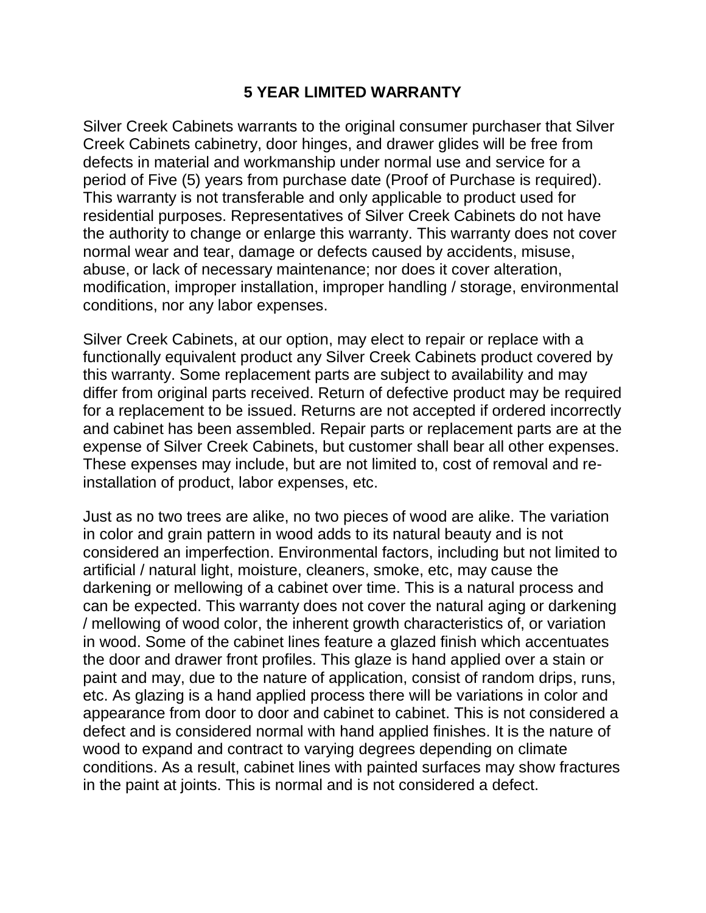# 5 YEAR LIMITED WARRANTY

Silver Creek Cabinets warrants to the original consumer purchaser that Silver Creek Cabinets cabinetry, door hinges, and drawer glides will be free from defects in material and workmanship under normal use and service for a period of Five (5) years from purchase date (Proof of Purchase is required). This warranty is not transferable and only applicable to product used for residential purposes. Representatives of Silver Creek Cabinets do not have the authority to change or enlarge this warranty. This warranty does not cover normal wear and tear, damage or defects caused by accidents, misuse, abuse, or lack of necessary maintenance; nor does it cover alteration, modification, improper installation, improper handling / storage, environmental conditions, nor any labor expenses.

Silver Creek Cabinets, at our option, may elect to repair or replace with a functionally equivalent product any Silver Creek Cabinets product covered by this warranty. Some replacement parts are subject to availability and may differ from original parts received. Return of defective product may be required for a replacement to be issued. Returns are not accepted if ordered incorrectly and cabinet has been assembled. Repair parts or replacement parts are at the expense of Silver Creek Cabinets, but customer shall bear all other expenses. These expenses may include, but are not limited to, cost of removal and re-installation of product, labor expenses, etc.

Just as no two trees are alike, no two pieces of wood are alike. The variation in color and grain pattern in wood adds to its natural beauty and is not considered an imperfection. Environmental factors, including but not limited to artificial / natural light, moisture, cleaners, smoke, etc, may cause the darkening or mellowing of a cabinet over time. This is a natural process and can be expected. This warranty does not cover the natural aging or darkening / mellowing of wood color, the inherent growth characteristics of, or variation in wood. Some of the cabinet lines feature a glazed finish which accentuates the door and drawer front profiles. This glaze is hand applied over a stain or paint and may, due to the nature of application, consist of random drips, runs, etc. As glazing is a hand applied process there will be variations in color and appearance from door to door and cabinet to cabinet. This is not considered a defect and is considered normal with hand applied finishes. It is the nature of wood to expand and contract to varying degrees depending on climate conditions. As a result, cabinet lines with painted surfaces may show fractures in the paint at joints. This is normal and is not considered a defect.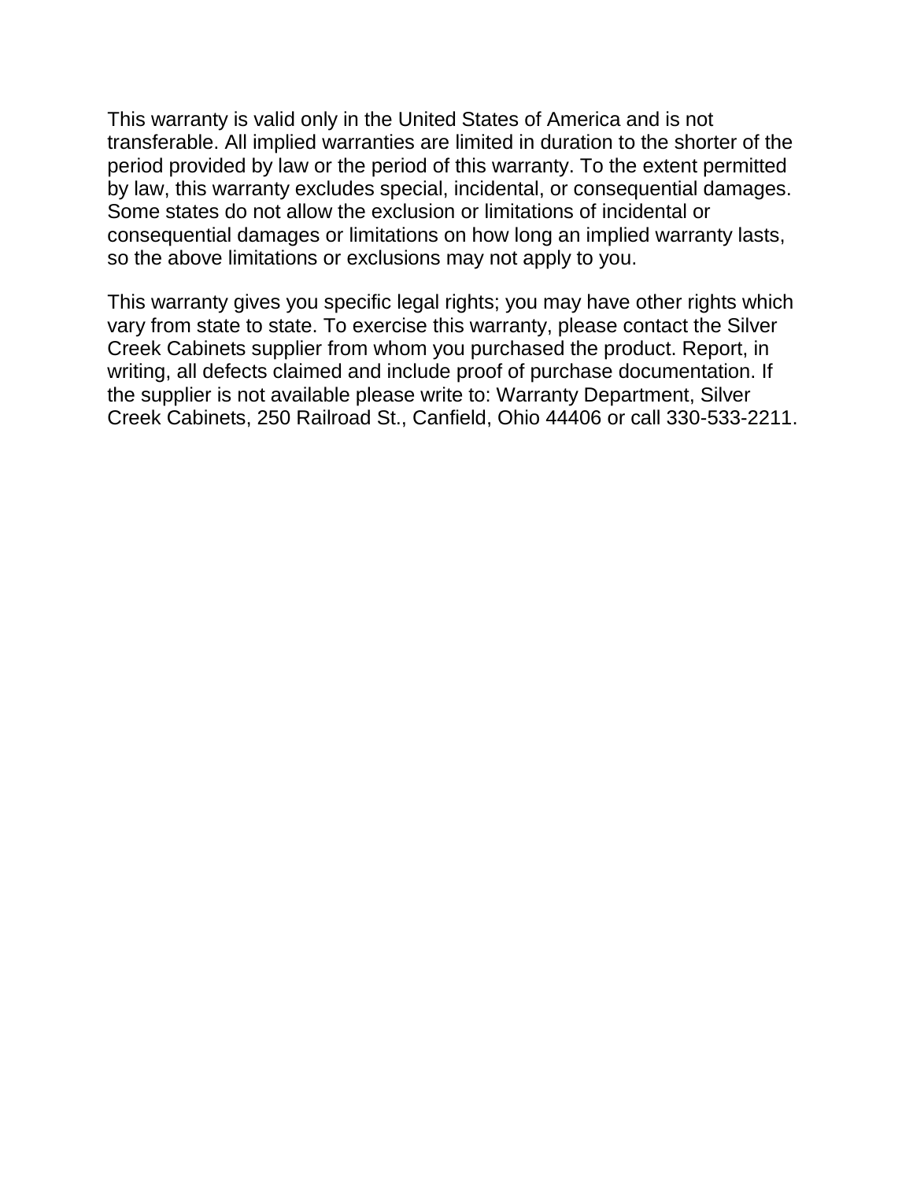This warranty is valid only in the United States of America and is not transferable. All implied warranties are limited in duration to the shorter of the period provided by law or the period of this warranty. To the extent permitted by law, this warranty excludes special, incidental, or consequential damages. Some states do not allow the exclusion or limitations of incidental or consequential damages or limitations on how long an implied warranty lasts, so the above limitations or exclusions may not apply to you.

This warranty gives you specific legal rights; you may have other rights which vary from state to state. To exercise this warranty, please contact the Silver Creek Cabinets supplier from whom you purchased the product. Report, in writing, all defects claimed and include proof of purchase documentation. If the supplier is not available please write to: Warranty Department, Silver Creek Cabinets, 250 Railroad St., Canfield, Ohio 44406 or call 330-533-2211.